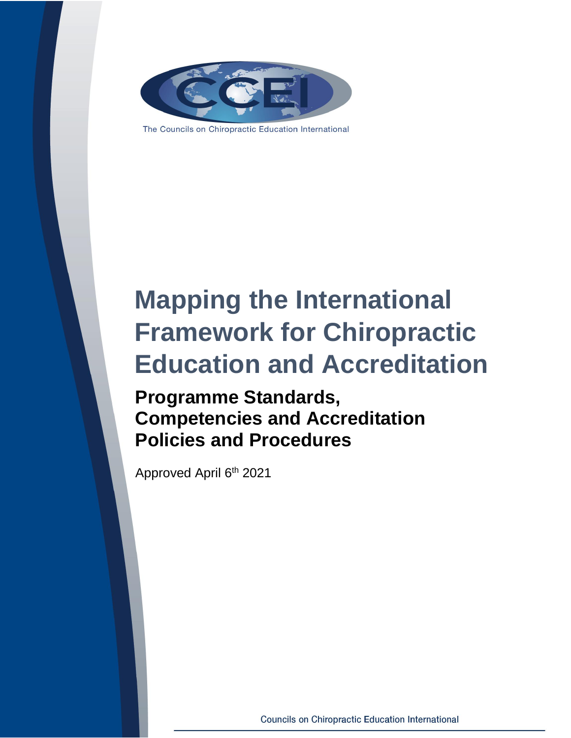The Councils on Chiropractic Education International

# Mapping the International Framework for Chiropractic Education and Accreditation

## Programme Standards, Competencies and Accreditation Policies and Procedures

Approved April 6th 2021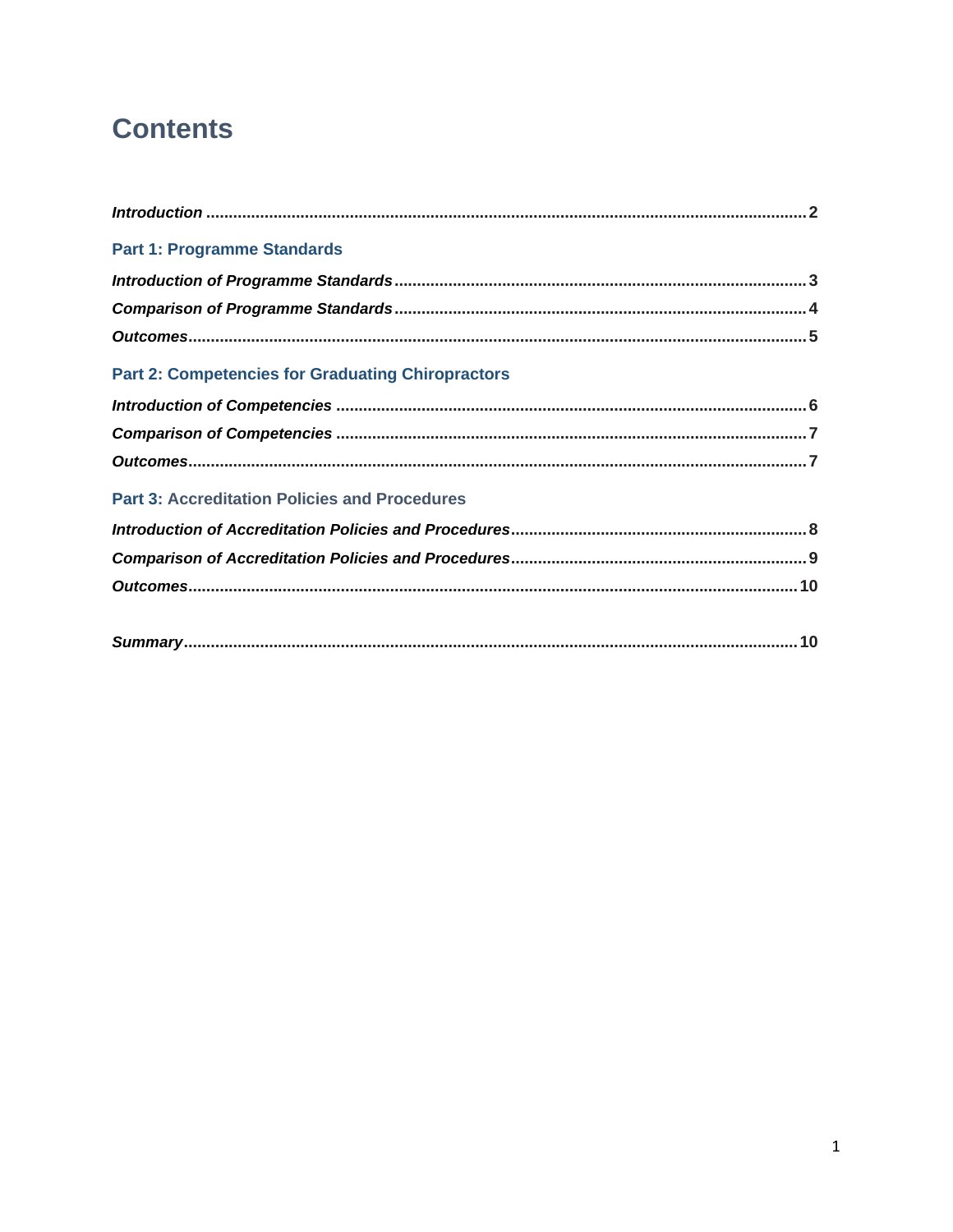# Contents

***Introduction*** ..... **2**

## Part 1: Programme Standards

***Introduction of Programme Standards*** ..... **3**

***Comparison of Programme Standards*** ..... **4**

***Outcomes*** ..... **5**

## Part 2: Competencies for Graduating Chiropractors

***Introduction of Competencies*** ..... **6**

***Comparison of Competencies*** ..... **7**

***Outcomes*** ..... **7**

## Part 3: Accreditation Policies and Procedures

***Introduction of Accreditation Policies and Procedures*** ..... **8**

***Comparison of Accreditation Policies and Procedures*** ..... **9**

***Outcomes*** ..... **10**

***Summary*** ..... **10**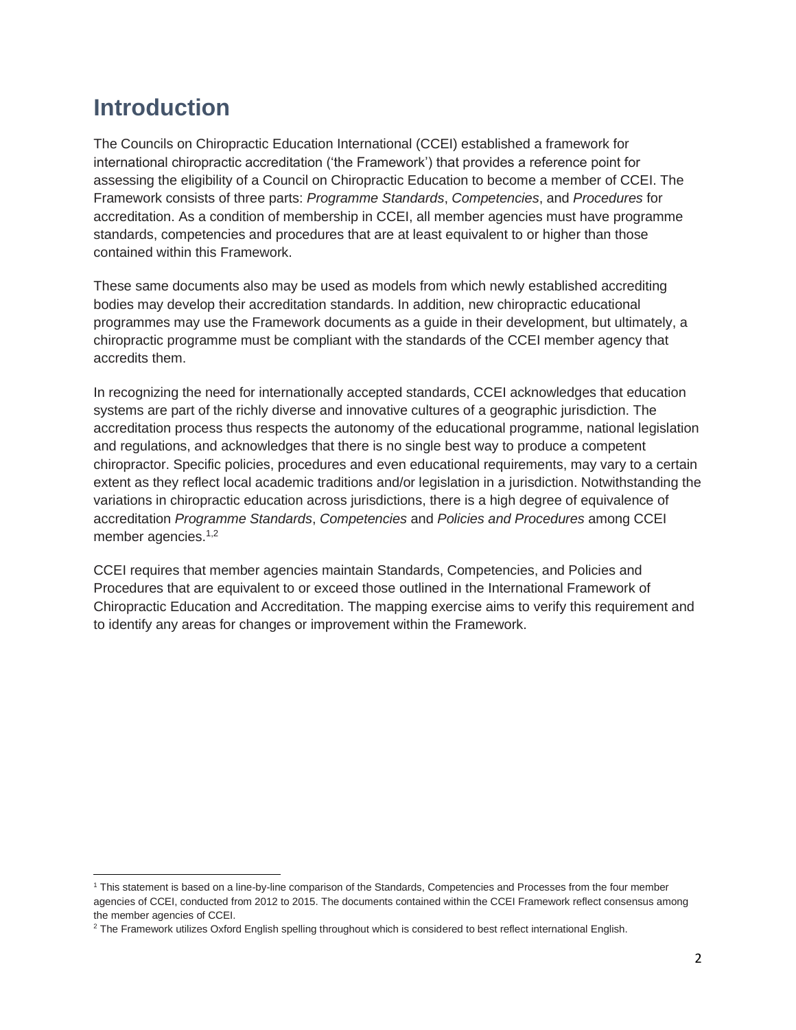# Introduction

The Councils on Chiropractic Education International (CCEI) established a framework for international chiropractic accreditation ('the Framework') that provides a reference point for assessing the eligibility of a Council on Chiropractic Education to become a member of CCEI. The Framework consists of three parts: *Programme Standards*, *Competencies*, and *Procedures* for accreditation. As a condition of membership in CCEI, all member agencies must have programme standards, competencies and procedures that are at least equivalent to or higher than those contained within this Framework.

These same documents also may be used as models from which newly established accrediting bodies may develop their accreditation standards. In addition, new chiropractic educational programmes may use the Framework documents as a guide in their development, but ultimately, a chiropractic programme must be compliant with the standards of the CCEI member agency that accredits them.

In recognizing the need for internationally accepted standards, CCEI acknowledges that education systems are part of the richly diverse and innovative cultures of a geographic jurisdiction. The accreditation process thus respects the autonomy of the educational programme, national legislation and regulations, and acknowledges that there is no single best way to produce a competent chiropractor. Specific policies, procedures and even educational requirements, may vary to a certain extent as they reflect local academic traditions and/or legislation in a jurisdiction. Notwithstanding the variations in chiropractic education across jurisdictions, there is a high degree of equivalence of accreditation *Programme Standards*, *Competencies* and *Policies and Procedures* among CCEI member agencies.[1,2]

CCEI requires that member agencies maintain Standards, Competencies, and Policies and Procedures that are equivalent to or exceed those outlined in the International Framework of Chiropractic Education and Accreditation. The mapping exercise aims to verify this requirement and to identify any areas for changes or improvement within the Framework.

[1] This statement is based on a line-by-line comparison of the Standards, Competencies and Processes from the four member agencies of CCEI, conducted from 2012 to 2015. The documents contained within the CCEI Framework reflect consensus among the member agencies of CCEI.

[2] The Framework utilizes Oxford English spelling throughout which is considered to best reflect international English.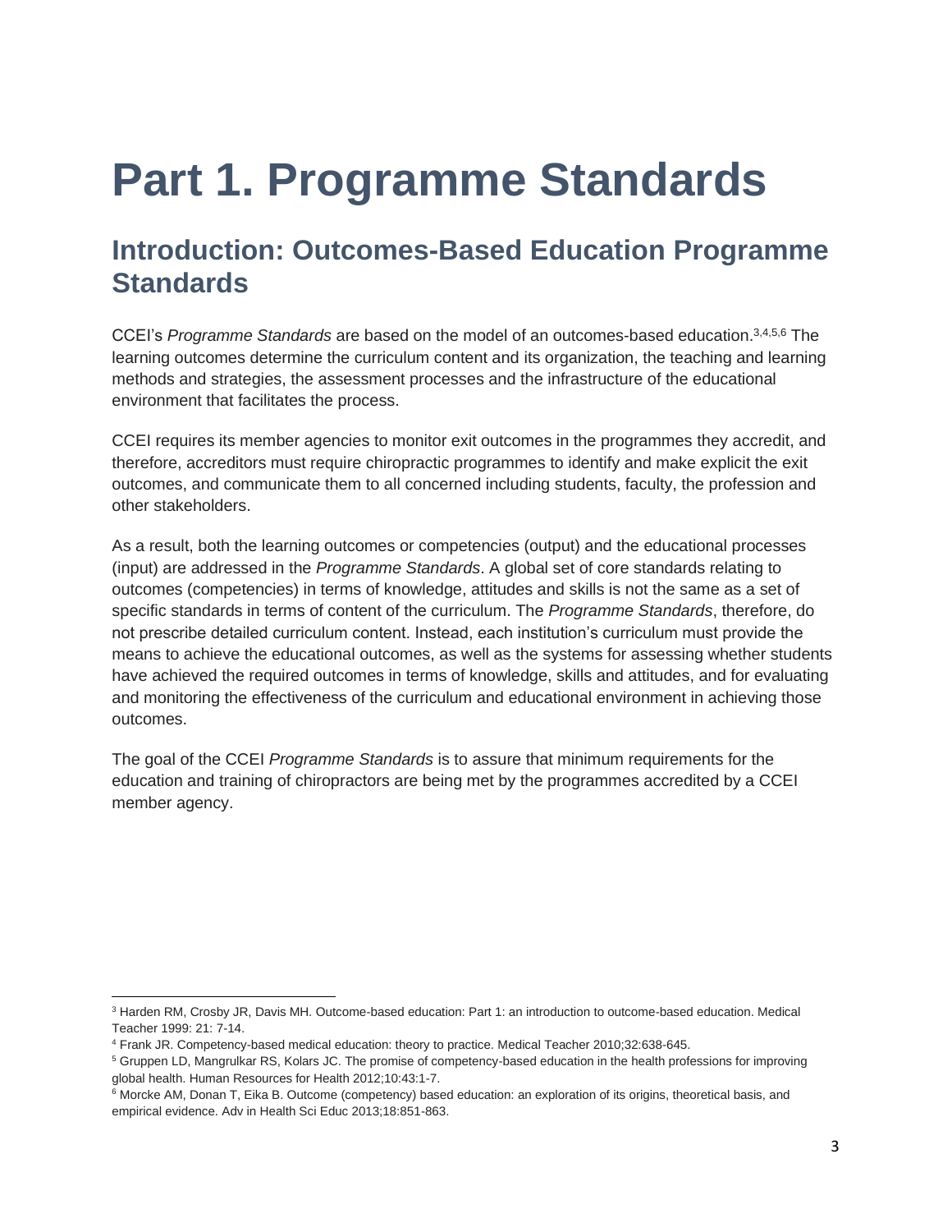# Part 1. Programme Standards

## Introduction: Outcomes-Based Education Programme Standards

CCEI's *Programme Standards* are based on the model of an outcomes-based education.[3,4,5,6] The learning outcomes determine the curriculum content and its organization, the teaching and learning methods and strategies, the assessment processes and the infrastructure of the educational environment that facilitates the process.

CCEI requires its member agencies to monitor exit outcomes in the programmes they accredit, and therefore, accreditors must require chiropractic programmes to identify and make explicit the exit outcomes, and communicate them to all concerned including students, faculty, the profession and other stakeholders.

As a result, both the learning outcomes or competencies (output) and the educational processes (input) are addressed in the *Programme Standards*. A global set of core standards relating to outcomes (competencies) in terms of knowledge, attitudes and skills is not the same as a set of specific standards in terms of content of the curriculum. The *Programme Standards*, therefore, do not prescribe detailed curriculum content. Instead, each institution's curriculum must provide the means to achieve the educational outcomes, as well as the systems for assessing whether students have achieved the required outcomes in terms of knowledge, skills and attitudes, and for evaluating and monitoring the effectiveness of the curriculum and educational environment in achieving those outcomes.

The goal of the CCEI *Programme Standards* is to assure that minimum requirements for the education and training of chiropractors are being met by the programmes accredited by a CCEI member agency.

---

[3] Harden RM, Crosby JR, Davis MH. Outcome-based education: Part 1: an introduction to outcome-based education. Medical Teacher 1999: 21: 7-14.

[4] Frank JR. Competency-based medical education: theory to practice. Medical Teacher 2010;32:638-645.

[5] Gruppen LD, Mangrulkar RS, Kolars JC. The promise of competency-based education in the health professions for improving global health. Human Resources for Health 2012;10:43:1-7.

[6] Morcke AM, Donan T, Eika B. Outcome (competency) based education: an exploration of its origins, theoretical basis, and empirical evidence. Adv in Health Sci Educ 2013;18:851-863.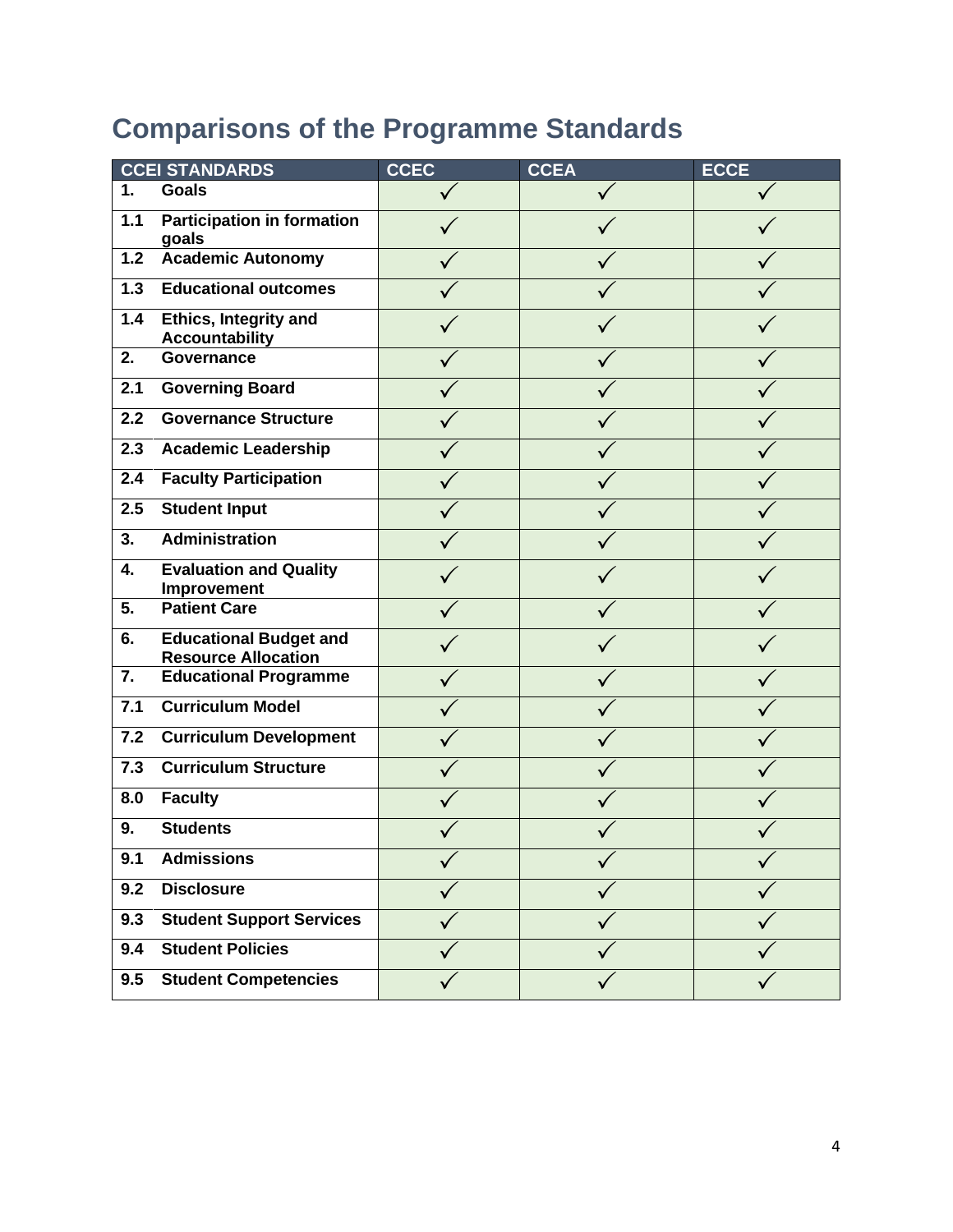# Comparisons of the Programme Standards

| CCEI STANDARDS | | CCEC | CCEA | ECCE |
|---|---|---|---|---|
| **1.** | **Goals** | ✓ | ✓ | ✓ |
| **1.1** | **Participation in formation goals** | ✓ | ✓ | ✓ |
| **1.2** | **Academic Autonomy** | ✓ | ✓ | ✓ |
| **1.3** | **Educational outcomes** | ✓ | ✓ | ✓ |
| **1.4** | **Ethics, Integrity and Accountability** | ✓ | ✓ | ✓ |
| **2.** | **Governance** | ✓ | ✓ | ✓ |
| **2.1** | **Governing Board** | ✓ | ✓ | ✓ |
| **2.2** | **Governance Structure** | ✓ | ✓ | ✓ |
| **2.3** | **Academic Leadership** | ✓ | ✓ | ✓ |
| **2.4** | **Faculty Participation** | ✓ | ✓ | ✓ |
| **2.5** | **Student Input** | ✓ | ✓ | ✓ |
| **3.** | **Administration** | ✓ | ✓ | ✓ |
| **4.** | **Evaluation and Quality Improvement** | ✓ | ✓ | ✓ |
| **5.** | **Patient Care** | ✓ | ✓ | ✓ |
| **6.** | **Educational Budget and Resource Allocation** | ✓ | ✓ | ✓ |
| **7.** | **Educational Programme** | ✓ | ✓ | ✓ |
| **7.1** | **Curriculum Model** | ✓ | ✓ | ✓ |
| **7.2** | **Curriculum Development** | ✓ | ✓ | ✓ |
| **7.3** | **Curriculum Structure** | ✓ | ✓ | ✓ |
| **8.0** | **Faculty** | ✓ | ✓ | ✓ |
| **9.** | **Students** | ✓ | ✓ | ✓ |
| **9.1** | **Admissions** | ✓ | ✓ | ✓ |
| **9.2** | **Disclosure** | ✓ | ✓ | ✓ |
| **9.3** | **Student Support Services** | ✓ | ✓ | ✓ |
| **9.4** | **Student Policies** | ✓ | ✓ | ✓ |
| **9.5** | **Student Competencies** | ✓ | ✓ | ✓ |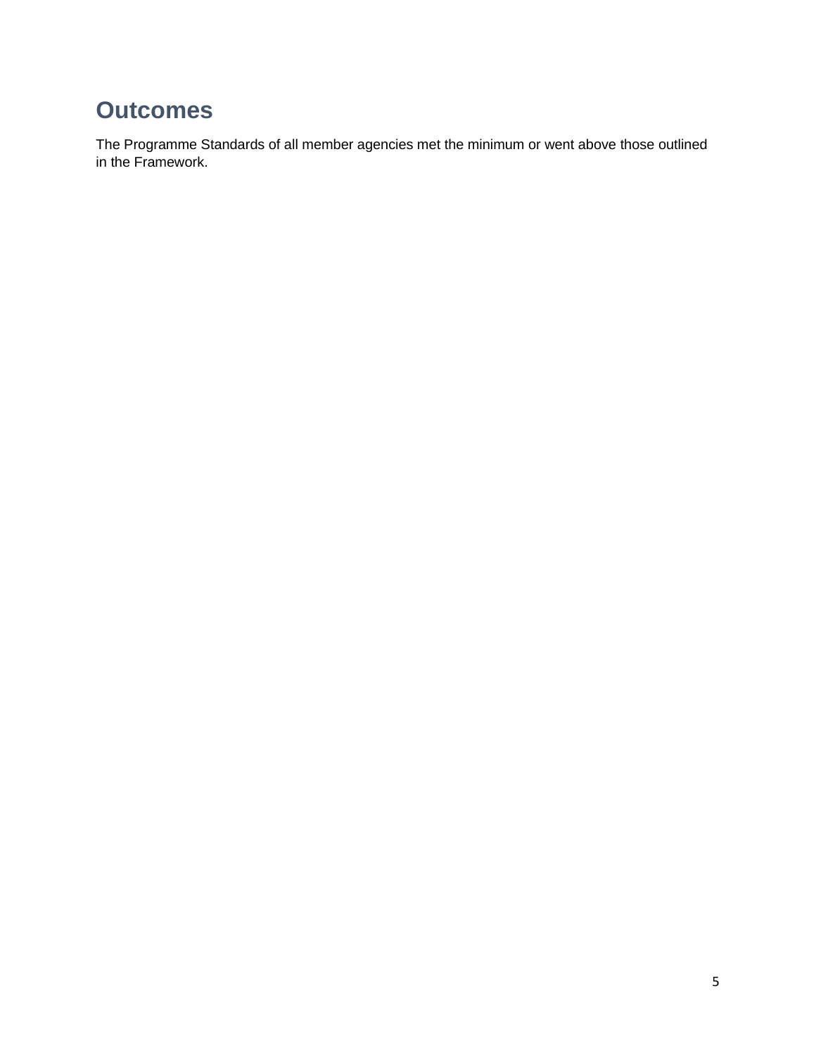# Outcomes

The Programme Standards of all member agencies met the minimum or went above those outlined in the Framework.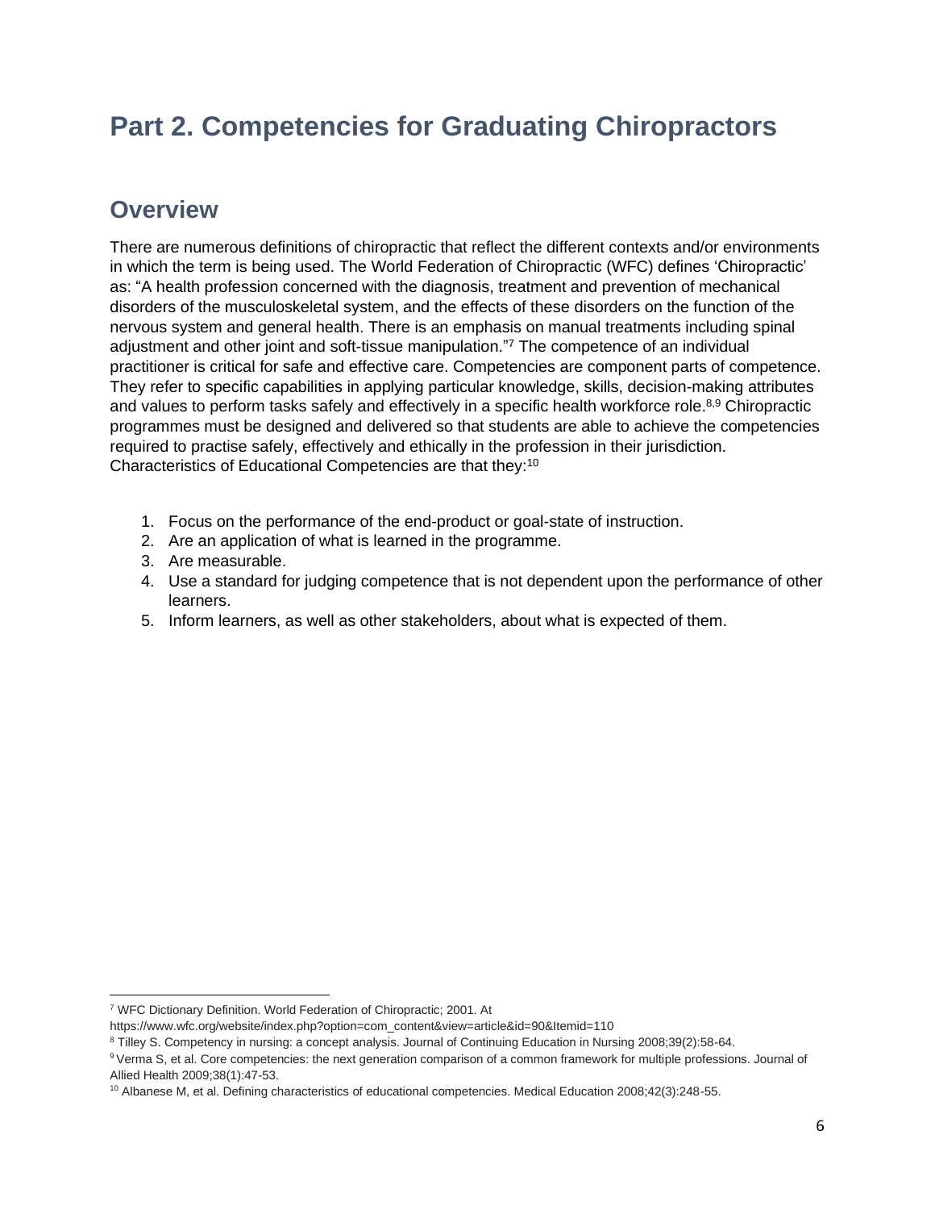# Part 2. Competencies for Graduating Chiropractors

## Overview

There are numerous definitions of chiropractic that reflect the different contexts and/or environments in which the term is being used. The World Federation of Chiropractic (WFC) defines 'Chiropractic' as: "A health profession concerned with the diagnosis, treatment and prevention of mechanical disorders of the musculoskeletal system, and the effects of these disorders on the function of the nervous system and general health. There is an emphasis on manual treatments including spinal adjustment and other joint and soft-tissue manipulation."[7] The competence of an individual practitioner is critical for safe and effective care. Competencies are component parts of competence. They refer to specific capabilities in applying particular knowledge, skills, decision-making attributes and values to perform tasks safely and effectively in a specific health workforce role.[8,9] Chiropractic programmes must be designed and delivered so that students are able to achieve the competencies required to practise safely, effectively and ethically in the profession in their jurisdiction. Characteristics of Educational Competencies are that they:[10]

1. Focus on the performance of the end-product or goal-state of instruction.
2. Are an application of what is learned in the programme.
3. Are measurable.
4. Use a standard for judging competence that is not dependent upon the performance of other learners.
5. Inform learners, as well as other stakeholders, about what is expected of them.

---

[7] WFC Dictionary Definition. World Federation of Chiropractic; 2001. At https://www.wfc.org/website/index.php?option=com_content&view=article&id=90&Itemid=110

[8] Tilley S. Competency in nursing: a concept analysis. Journal of Continuing Education in Nursing 2008;39(2):58-64.

[9] Verma S, et al. Core competencies: the next generation comparison of a common framework for multiple professions. Journal of Allied Health 2009;38(1):47-53.

[10] Albanese M, et al. Defining characteristics of educational competencies. Medical Education 2008;42(3):248-55.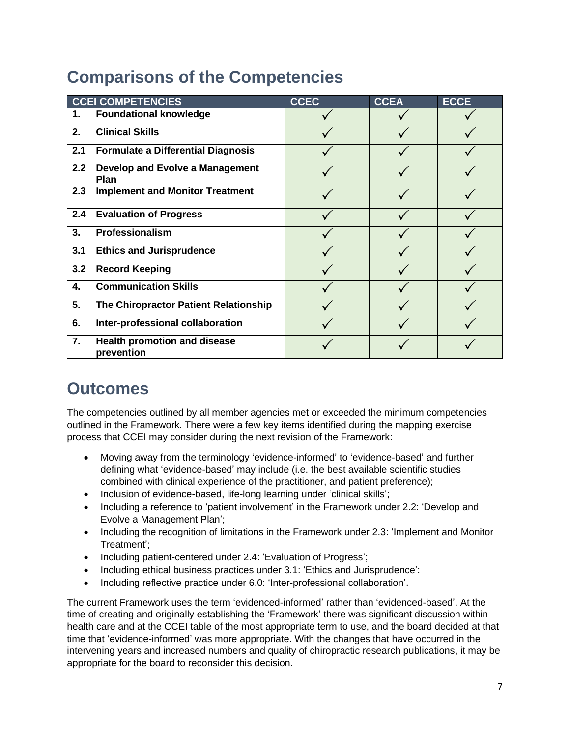## Comparisons of the Competencies

| CCEI COMPETENCIES | | CCEC | CCEA | ECCE |
|---|---|---|---|---|
| 1. | **Foundational knowledge** | ✓ | ✓ | ✓ |
| 2. | **Clinical Skills** | ✓ | ✓ | ✓ |
| 2.1 | **Formulate a Differential Diagnosis** | ✓ | ✓ | ✓ |
| 2.2 | **Develop and Evolve a Management Plan** | ✓ | ✓ | ✓ |
| 2.3 | **Implement and Monitor Treatment** | ✓ | ✓ | ✓ |
| 2.4 | **Evaluation of Progress** | ✓ | ✓ | ✓ |
| 3. | **Professionalism** | ✓ | ✓ | ✓ |
| 3.1 | **Ethics and Jurisprudence** | ✓ | ✓ | ✓ |
| 3.2 | **Record Keeping** | ✓ | ✓ | ✓ |
| 4. | **Communication Skills** | ✓ | ✓ | ✓ |
| 5. | **The Chiropractor Patient Relationship** | ✓ | ✓ | ✓ |
| 6. | **Inter-professional collaboration** | ✓ | ✓ | ✓ |
| 7. | **Health promotion and disease prevention** | ✓ | ✓ | ✓ |

## Outcomes

The competencies outlined by all member agencies met or exceeded the minimum competencies outlined in the Framework. There were a few key items identified during the mapping exercise process that CCEI may consider during the next revision of the Framework:

- Moving away from the terminology 'evidence-informed' to 'evidence-based' and further defining what 'evidence-based' may include (i.e. the best available scientific studies combined with clinical experience of the practitioner, and patient preference);
- Inclusion of evidence-based, life-long learning under 'clinical skills';
- Including a reference to 'patient involvement' in the Framework under 2.2: 'Develop and Evolve a Management Plan';
- Including the recognition of limitations in the Framework under 2.3: 'Implement and Monitor Treatment';
- Including patient-centered under 2.4: 'Evaluation of Progress';
- Including ethical business practices under 3.1: 'Ethics and Jurisprudence':
- Including reflective practice under 6.0: 'Inter-professional collaboration'.

The current Framework uses the term 'evidenced-informed' rather than 'evidenced-based'. At the time of creating and originally establishing the 'Framework' there was significant discussion within health care and at the CCEI table of the most appropriate term to use, and the board decided at that time that 'evidence-informed' was more appropriate. With the changes that have occurred in the intervening years and increased numbers and quality of chiropractic research publications, it may be appropriate for the board to reconsider this decision.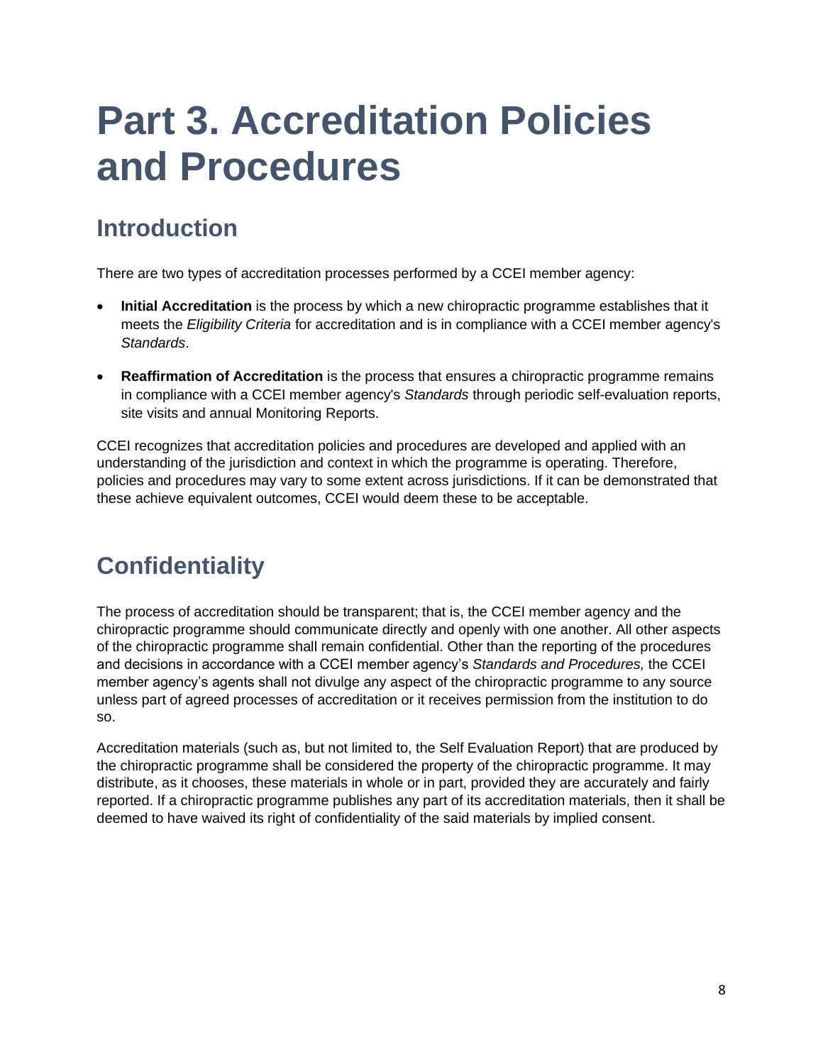# Part 3. Accreditation Policies and Procedures

## Introduction

There are two types of accreditation processes performed by a CCEI member agency:

- **Initial Accreditation** is the process by which a new chiropractic programme establishes that it meets the *Eligibility Criteria* for accreditation and is in compliance with a CCEI member agency's *Standards*.
- **Reaffirmation of Accreditation** is the process that ensures a chiropractic programme remains in compliance with a CCEI member agency's *Standards* through periodic self-evaluation reports, site visits and annual Monitoring Reports.

CCEI recognizes that accreditation policies and procedures are developed and applied with an understanding of the jurisdiction and context in which the programme is operating. Therefore, policies and procedures may vary to some extent across jurisdictions. If it can be demonstrated that these achieve equivalent outcomes, CCEI would deem these to be acceptable.

## Confidentiality

The process of accreditation should be transparent; that is, the CCEI member agency and the chiropractic programme should communicate directly and openly with one another. All other aspects of the chiropractic programme shall remain confidential. Other than the reporting of the procedures and decisions in accordance with a CCEI member agency's *Standards and Procedures,* the CCEI member agency's agents shall not divulge any aspect of the chiropractic programme to any source unless part of agreed processes of accreditation or it receives permission from the institution to do so.

Accreditation materials (such as, but not limited to, the Self Evaluation Report) that are produced by the chiropractic programme shall be considered the property of the chiropractic programme. It may distribute, as it chooses, these materials in whole or in part, provided they are accurately and fairly reported. If a chiropractic programme publishes any part of its accreditation materials, then it shall be deemed to have waived its right of confidentiality of the said materials by implied consent.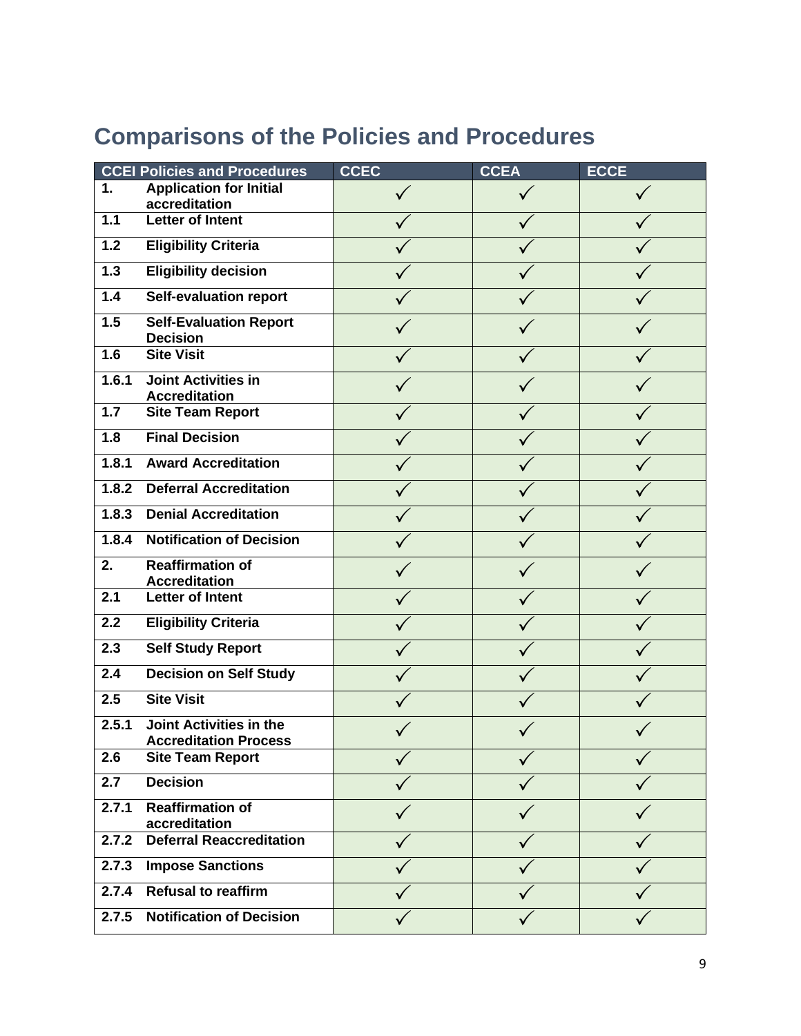# Comparisons of the Policies and Procedures

| CCEI Policies and Procedures | | CCEC | CCEA | ECCE |
|---|---|---|---|---|
| 1. | Application for Initial accreditation | ✓ | ✓ | ✓ |
| 1.1 | Letter of Intent | ✓ | ✓ | ✓ |
| 1.2 | Eligibility Criteria | ✓ | ✓ | ✓ |
| 1.3 | Eligibility decision | ✓ | ✓ | ✓ |
| 1.4 | Self-evaluation report | ✓ | ✓ | ✓ |
| 1.5 | Self-Evaluation Report Decision | ✓ | ✓ | ✓ |
| 1.6 | Site Visit | ✓ | ✓ | ✓ |
| 1.6.1 | Joint Activities in Accreditation | ✓ | ✓ | ✓ |
| 1.7 | Site Team Report | ✓ | ✓ | ✓ |
| 1.8 | Final Decision | ✓ | ✓ | ✓ |
| 1.8.1 | Award Accreditation | ✓ | ✓ | ✓ |
| 1.8.2 | Deferral Accreditation | ✓ | ✓ | ✓ |
| 1.8.3 | Denial Accreditation | ✓ | ✓ | ✓ |
| 1.8.4 | Notification of Decision | ✓ | ✓ | ✓ |
| 2. | Reaffirmation of Accreditation | ✓ | ✓ | ✓ |
| 2.1 | Letter of Intent | ✓ | ✓ | ✓ |
| 2.2 | Eligibility Criteria | ✓ | ✓ | ✓ |
| 2.3 | Self Study Report | ✓ | ✓ | ✓ |
| 2.4 | Decision on Self Study | ✓ | ✓ | ✓ |
| 2.5 | Site Visit | ✓ | ✓ | ✓ |
| 2.5.1 | Joint Activities in the Accreditation Process | ✓ | ✓ | ✓ |
| 2.6 | Site Team Report | ✓ | ✓ | ✓ |
| 2.7 | Decision | ✓ | ✓ | ✓ |
| 2.7.1 | Reaffirmation of accreditation | ✓ | ✓ | ✓ |
| 2.7.2 | Deferral Reaccreditation | ✓ | ✓ | ✓ |
| 2.7.3 | Impose Sanctions | ✓ | ✓ | ✓ |
| 2.7.4 | Refusal to reaffirm | ✓ | ✓ | ✓ |
| 2.7.5 | Notification of Decision | ✓ | ✓ | ✓ |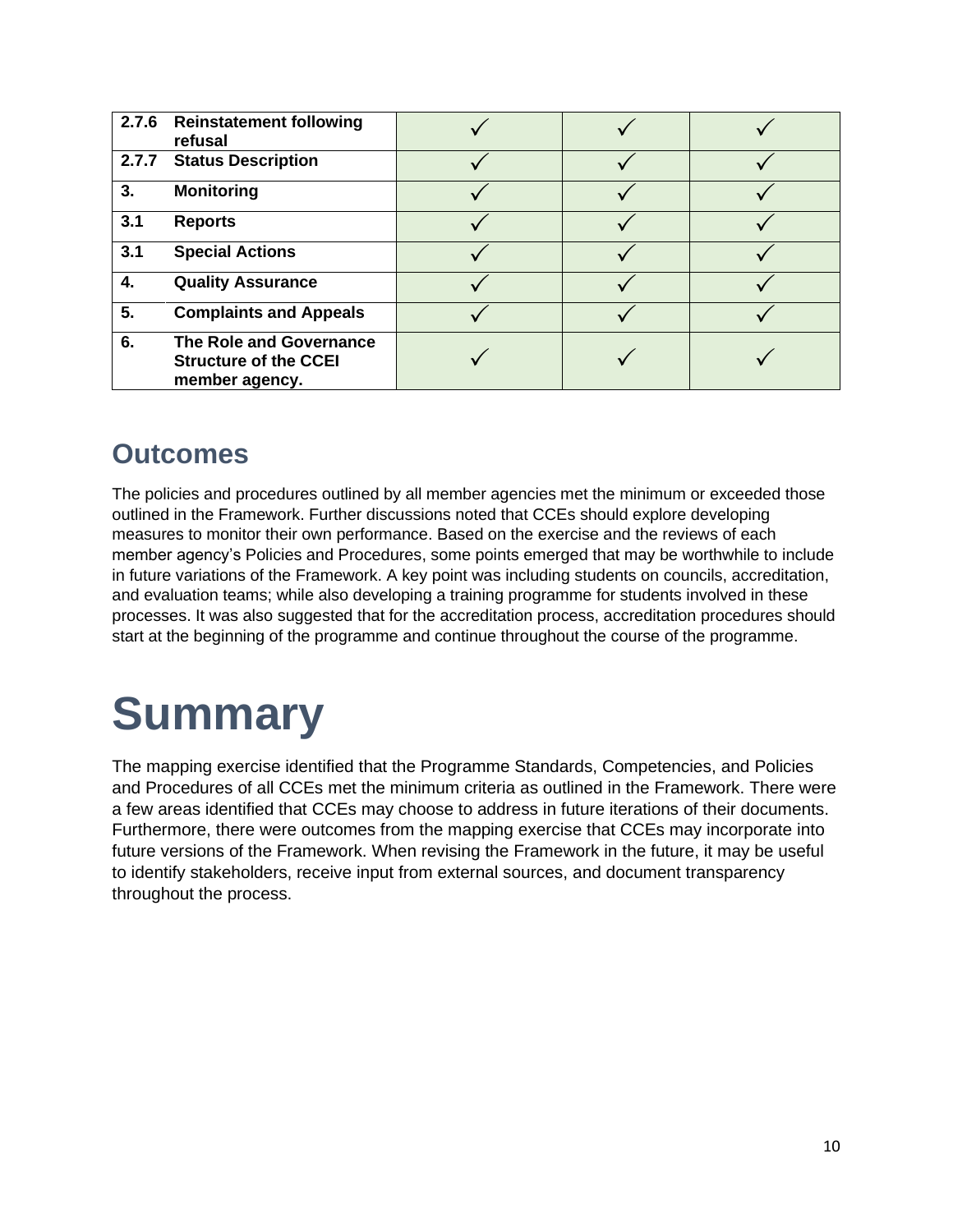| | | | | |
|---|---|---|---|---|
| **2.7.6** | **Reinstatement following refusal** | ✓ | ✓ | ✓ |
| **2.7.7** | **Status Description** | ✓ | ✓ | ✓ |
| **3.** | **Monitoring** | ✓ | ✓ | ✓ |
| **3.1** | **Reports** | ✓ | ✓ | ✓ |
| **3.1** | **Special Actions** | ✓ | ✓ | ✓ |
| **4.** | **Quality Assurance** | ✓ | ✓ | ✓ |
| **5.** | **Complaints and Appeals** | ✓ | ✓ | ✓ |
| **6.** | **The Role and Governance Structure of the CCEI member agency.** | ✓ | ✓ | ✓ |

## Outcomes

The policies and procedures outlined by all member agencies met the minimum or exceeded those outlined in the Framework. Further discussions noted that CCEs should explore developing measures to monitor their own performance. Based on the exercise and the reviews of each member agency's Policies and Procedures, some points emerged that may be worthwhile to include in future variations of the Framework. A key point was including students on councils, accreditation, and evaluation teams; while also developing a training programme for students involved in these processes. It was also suggested that for the accreditation process, accreditation procedures should start at the beginning of the programme and continue throughout the course of the programme.

# Summary

The mapping exercise identified that the Programme Standards, Competencies, and Policies and Procedures of all CCEs met the minimum criteria as outlined in the Framework. There were a few areas identified that CCEs may choose to address in future iterations of their documents. Furthermore, there were outcomes from the mapping exercise that CCEs may incorporate into future versions of the Framework. When revising the Framework in the future, it may be useful to identify stakeholders, receive input from external sources, and document transparency throughout the process.